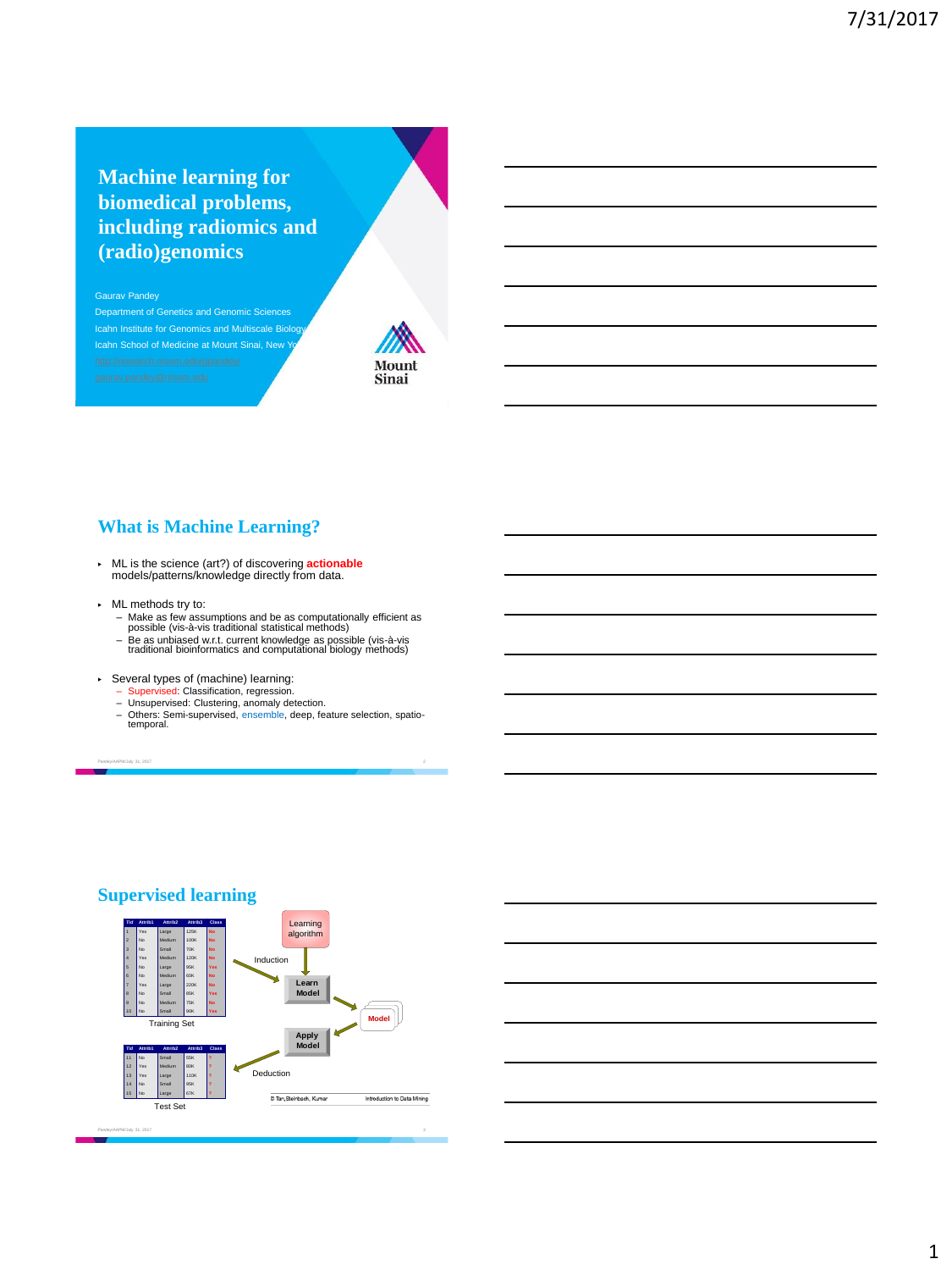# Machine learning for biomedical problems, including radiomics and (radio)genomics

Gaurav Pandey

Department of Genetics and Genomic Sciences

Icahn Institute for Genomics and Multiscale Biology

Icahn School of Medicine at Mount Sinai, New York

http://research.mssm.edu/gpandey

gaurav.pandey@mssm.edu

Mount Sinai

## What is Machine Learning?

- ML is the science (art?) of discovering **actionable** models/patterns/knowledge directly from data.
- ML methods try to:
  - Make as few assumptions and be as computationally efficient as possible (vis-à-vis traditional statistical methods)
  - Be as unbiased w.r.t. current knowledge as possible (vis-à-vis traditional bioinformatics and computational biology methods)
- Several types of (machine) learning:
  - Supervised: Classification, regression.
  - Unsupervised: Clustering, anomaly detection.
  - Others: Semi-supervised, ensemble, deep, feature selection, spatio-temporal.

## Supervised learning

| Tid | Attrib1 | Attrib2 | Attrib3 | Class |
|---|---|---|---|---|
| 1 | Yes | Large | 125K | No |
| 2 | No | Medium | 100K | No |
| 3 | No | Small | 70K | No |
| 4 | Yes | Medium | 120K | No |
| 5 | No | Large | 95K | Yes |
| 6 | No | Medium | 60K | No |
| 7 | Yes | Large | 220K | No |
| 8 | No | Small | 85K | Yes |
| 9 | No | Medium | 75K | No |
| 10 | No | Small | 90K | Yes |

Training Set

| Tid | Attrib1 | Attrib2 | Attrib3 | Class |
|---|---|---|---|---|
| 11 | No | Small | 55K | ? |
| 12 | Yes | Medium | 80K | ? |
| 13 | Yes | Large | 110K | ? |
| 14 | No | Small | 95K | ? |
| 15 | No | Large | 67K | ? |

Test Set

Learning algorithm → Induction → Learn Model → Model → Apply Model → Deduction

© Tan,Steinbach, Kumar — Introduction to Data Mining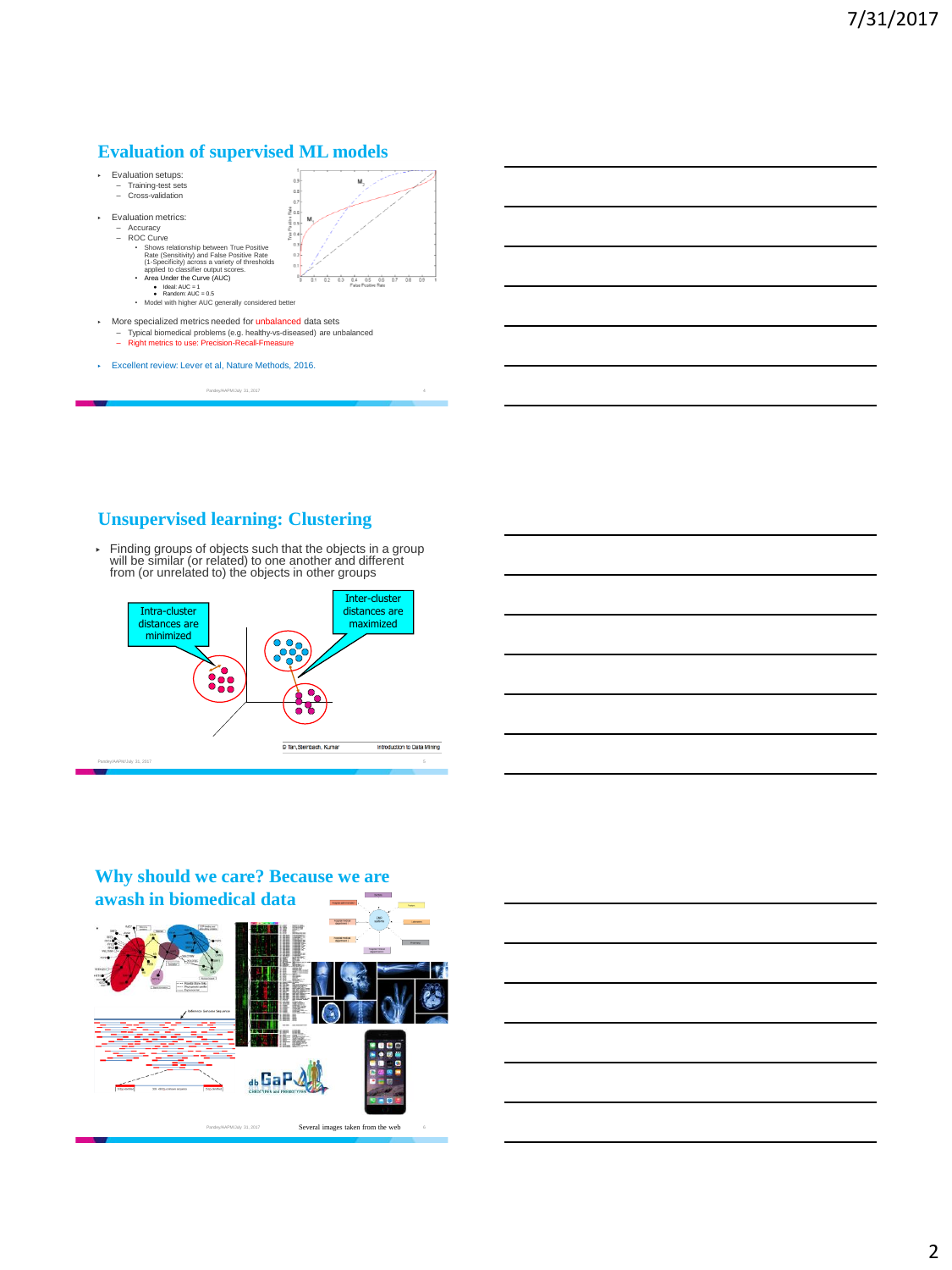## Evaluation of supervised ML models

- Evaluation setups:
  - Training-test sets
  - Cross-validation
- Evaluation metrics:
  - Accuracy
  - ROC Curve
    - Shows relationship between True Positive Rate (Sensitivity) and False Positive Rate (1-Specificity) across a variety of thresholds applied to classifier output scores.
    - Area Under the Curve (AUC)
      - Ideal: AUC = 1
      - Random: AUC = 0.5
    - Model with higher AUC generally considered better
- More specialized metrics needed for unbalanced data sets
  - Typical biomedical problems (e.g. healthy-vs-diseased) are unbalanced
  - Right metrics to use: Precision-Recall-Fmeasure
- Excellent review: Lever et al, Nature Methods, 2016.

## Unsupervised learning: Clustering

- Finding groups of objects such that the objects in a group will be similar (or related) to one another and different from (or unrelated to) the objects in other groups

Intra-cluster distances are minimized

Inter-cluster distances are maximized

© Tan,Steinbach, Kumar — Introduction to Data Mining

## Why should we care? Because we are awash in biomedical data

Several images taken from the web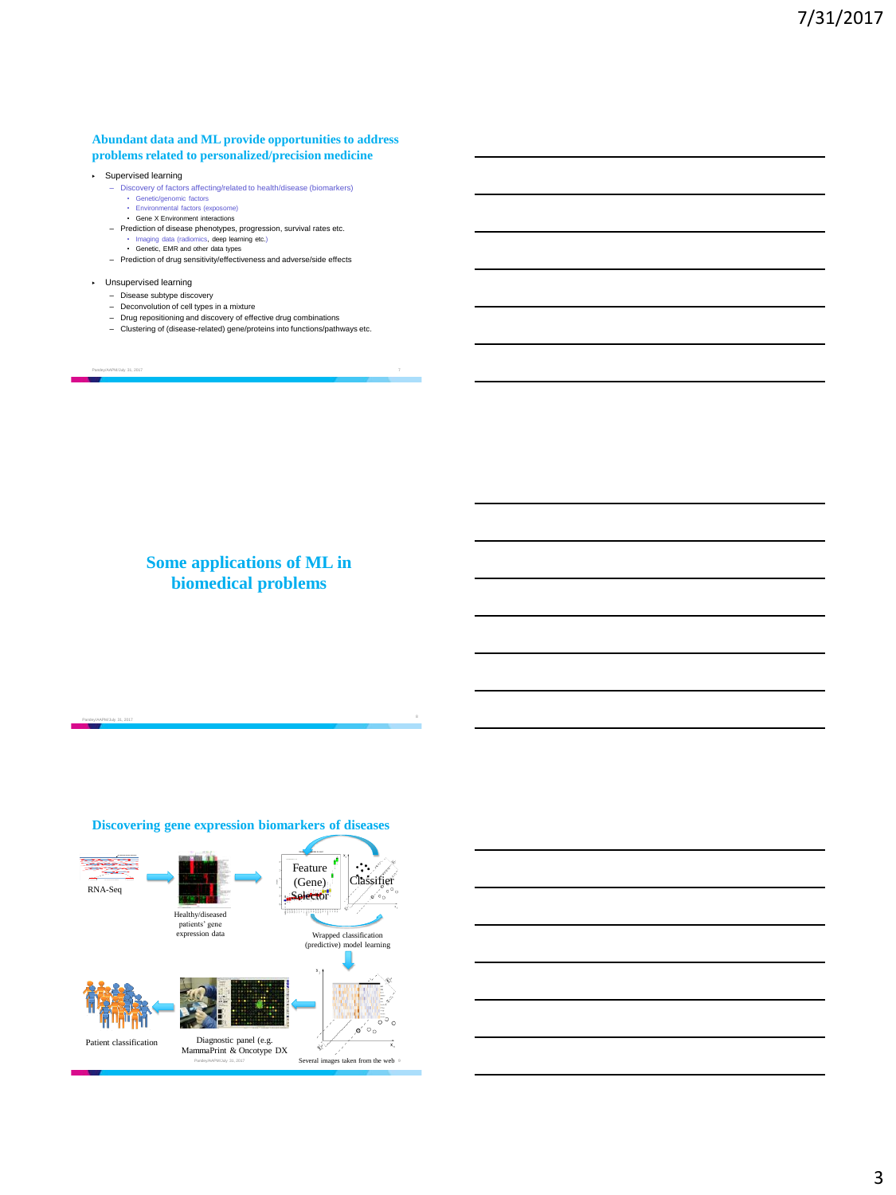## Abundant data and ML provide opportunities to address problems related to personalized/precision medicine

- Supervised learning
  - Discovery of factors affecting/related to health/disease (biomarkers)
    - Genetic/genomic factors
    - Environmental factors (exposome)
    - Gene X Environment interactions
  - Prediction of disease phenotypes, progression, survival rates etc.
    - Imaging data (radiomics, deep learning etc.)
    - Genetic, EMR and other data types
  - Prediction of drug sensitivity/effectiveness and adverse/side effects
- Unsupervised learning
  - Disease subtype discovery
  - Deconvolution of cell types in a mixture
  - Drug repositioning and discovery of effective drug combinations
  - Clustering of (disease-related) gene/proteins into functions/pathways etc.

## Some applications of ML in biomedical problems

## Discovering gene expression biomarkers of diseases

RNA-Seq → Healthy/diseased patients' gene expression data → Feature (Gene) Selector ⇄ Classifier

Wrapped classification (predictive) model learning

Patient classification ← Diagnostic panel (e.g. MammaPrint & Oncotype DX)

Several images taken from the web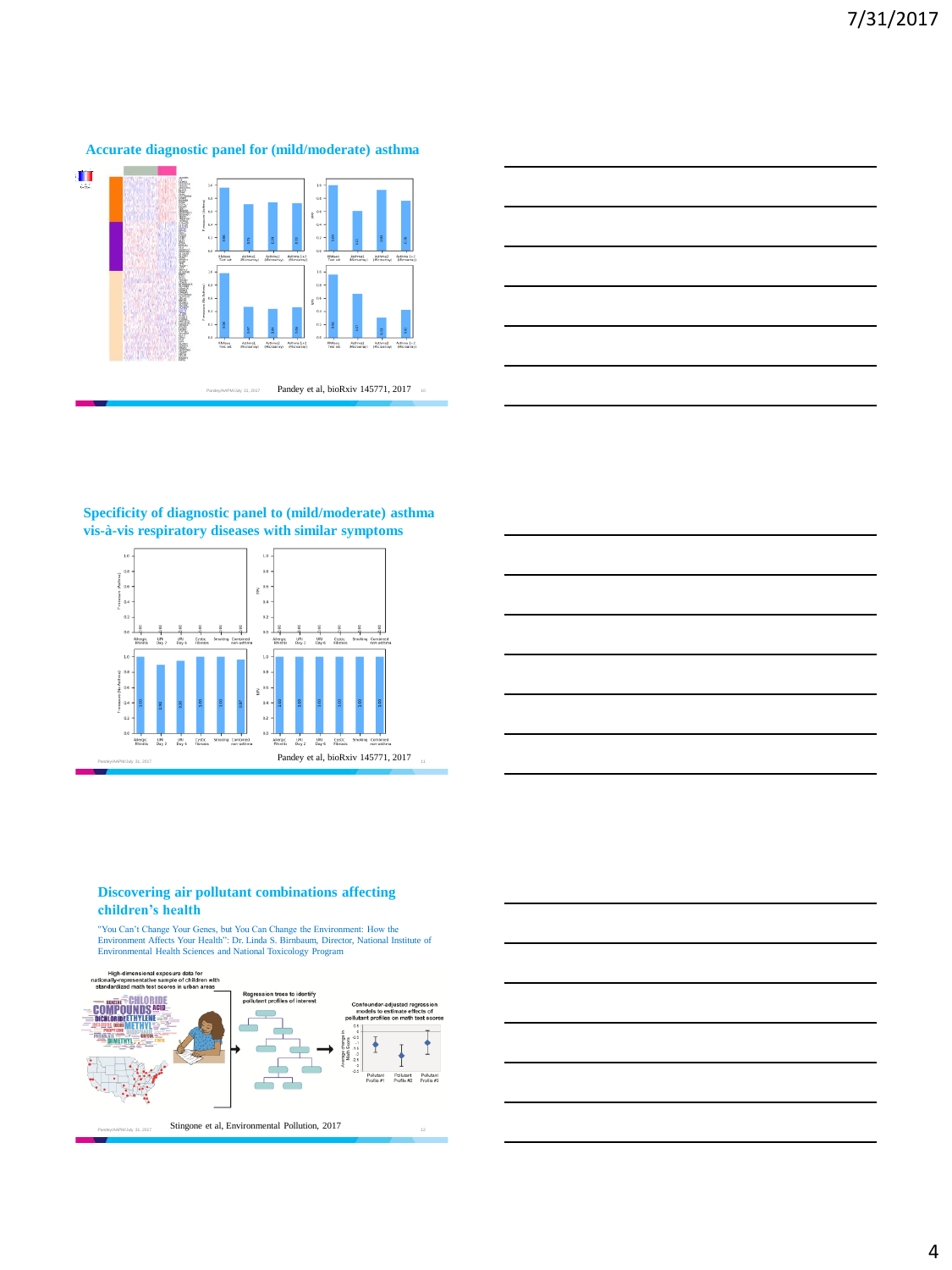## Accurate diagnostic panel for (mild/moderate) asthma

Pandey et al, bioRxiv 145771, 2017

## Specificity of diagnostic panel to (mild/moderate) asthma vis-à-vis respiratory diseases with similar symptoms

Pandey et al, bioRxiv 145771, 2017

## Discovering air pollutant combinations affecting children's health

"You Can't Change Your Genes, but You Can Change the Environment: How the Environment Affects Your Health": Dr. Linda S. Birnbaum, Director, National Institute of Environmental Health Sciences and National Toxicology Program

High-dimensional exposure data for nationally-representative sample of children with standardized math test scores in urban areas

Regression trees to identify pollutant profiles of interest

Confounder-adjusted regression models to estimate effects of pollutant profiles on math test scores

Stingone et al, Environmental Pollution, 2017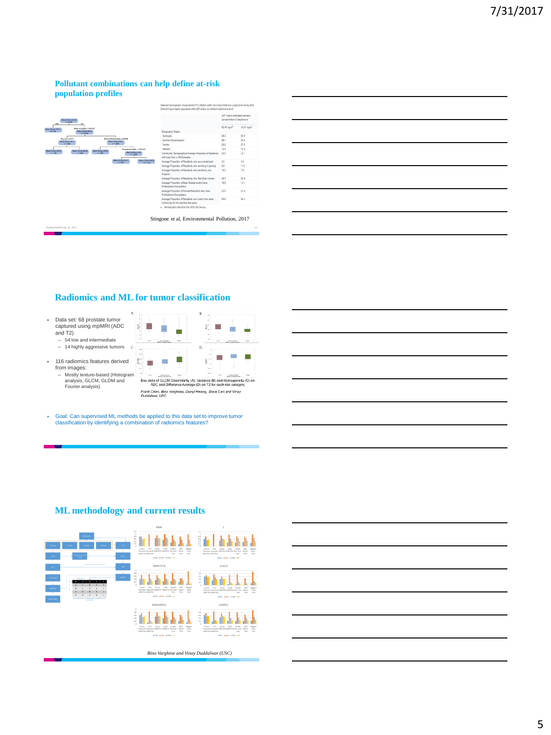## Pollutant combinations can help define at-risk population profiles

Selected demographic characteristics[a] of children within the Early Childhood Longitudinal Study, Birth Cohort living in highly-populated urban ZIP codes, by ambient isophorone level.

| | ZIP Code's estimated ambient concentration of isophorone | |
|---|---|---|
| | ≥0.47 ng/m³ | <0.47 ng/m³ |
| Geographic Region | | |
| Northeast | 38.3 | 26.9 |
| Southern/Southeastern | 28.1 | 30.3 |
| Central | 22.2 | 27.2 |
| Western | 12.5 | 15.3 |
| Community Demographics Average Proportion of Residents with Less than a HS Education | 22.0 | 16.7 |
| Average Proportion of Residents who are unemployed | 5.0 | 6.4 |
| Average Proportion of Residents who are living in poverty | 8.6 | 11.8 |
| Average Proportion of Residents who are Black, non-Hispanic | 10.2 | 7.8 |
| Average Proportion of Residents who Rent their Homes | 42.7 | 22.9 |
| Average Proportion of Male Residents who have Professional Occupations | 16.6 | 14.1 |
| Average Proportion of Female Residents who have Professional Occupations | 23.5 | 22.9 |
| Average Proportion of Residents who lived in the same community for the previous five years | 54.6 | 58.4 |

a Demographic data from the 2000 US Census.

Stingone et al, Environmental Pollution, 2017

## Radiomics and ML for tumor classification

- Data set: 68 prostate tumor captured using mpMRI (ADC and T2)
  - 54 low and intermediate
  - 14 highly aggressive tumors
- 116 radiomics features derived from images:
  - Mostly texture-based (Histogram analysis, GLCM, GLDM and Fourier analysis)

Box plots of GLCM Dissimilarity (A), Variance (B) and Homogeneity (C) on ADC and Difference Average (D) on T2 for each risk category

*Frank Chen, Bino Varghese, Darryl Hwang, Steve Cen and Vinay Duddalwar, USC*

- Goal: Can supervised ML methods be applied to this data set to improve tumor classification by identifying a combination of radiomics features?

## ML methodology and current results

*Bino Varghese and Vinay Duddalwar (USC)*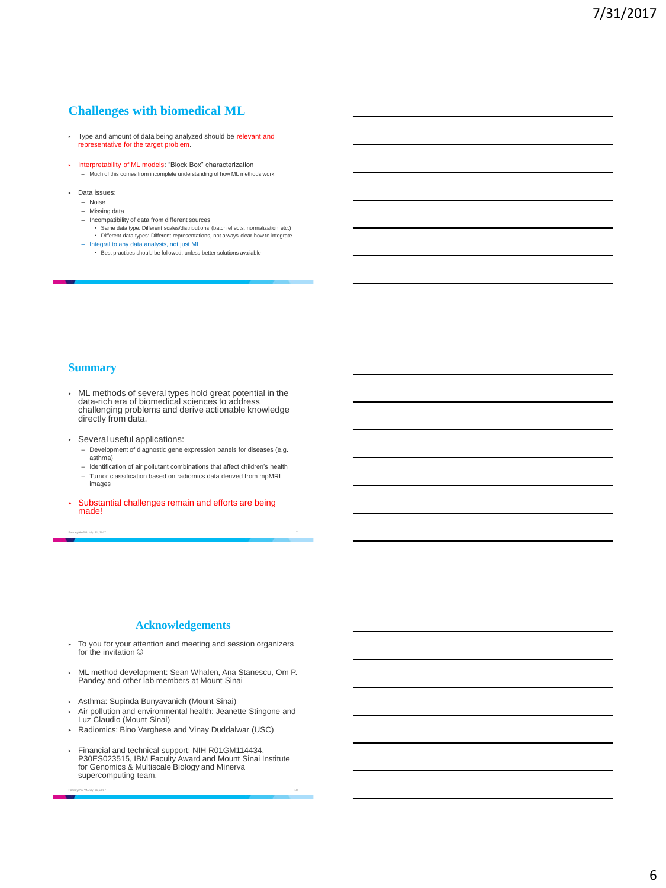## Challenges with biomedical ML

- Type and amount of data being analyzed should be relevant and representative for the target problem.
- Interpretability of ML models: "Block Box" characterization
  - Much of this comes from incomplete understanding of how ML methods work
- Data issues:
  - Noise
  - Missing data
  - Incompatibility of data from different sources
    - Same data type: Different scales/distributions (batch effects, normalization etc.)
    - Different data types: Different representations, not always clear how to integrate
  - Integral to any data analysis, not just ML
    - Best practices should be followed, unless better solutions available

## Summary

- ML methods of several types hold great potential in the data-rich era of biomedical sciences to address challenging problems and derive actionable knowledge directly from data.
- Several useful applications:
  - Development of diagnostic gene expression panels for diseases (e.g. asthma)
  - Identification of air pollutant combinations that affect children's health
  - Tumor classification based on radiomics data derived from mpMRI images
- Substantial challenges remain and efforts are being made!

## Acknowledgements

- To you for your attention and meeting and session organizers for the invitation ☺
- ML method development: Sean Whalen, Ana Stanescu, Om P. Pandey and other lab members at Mount Sinai
- Asthma: Supinda Bunyavanich (Mount Sinai)
- Air pollution and environmental health: Jeanette Stingone and Luz Claudio (Mount Sinai)
- Radiomics: Bino Varghese and Vinay Duddalwar (USC)
- Financial and technical support: NIH R01GM114434, P30ES023515, IBM Faculty Award and Mount Sinai Institute for Genomics & Multiscale Biology and Minerva supercomputing team.